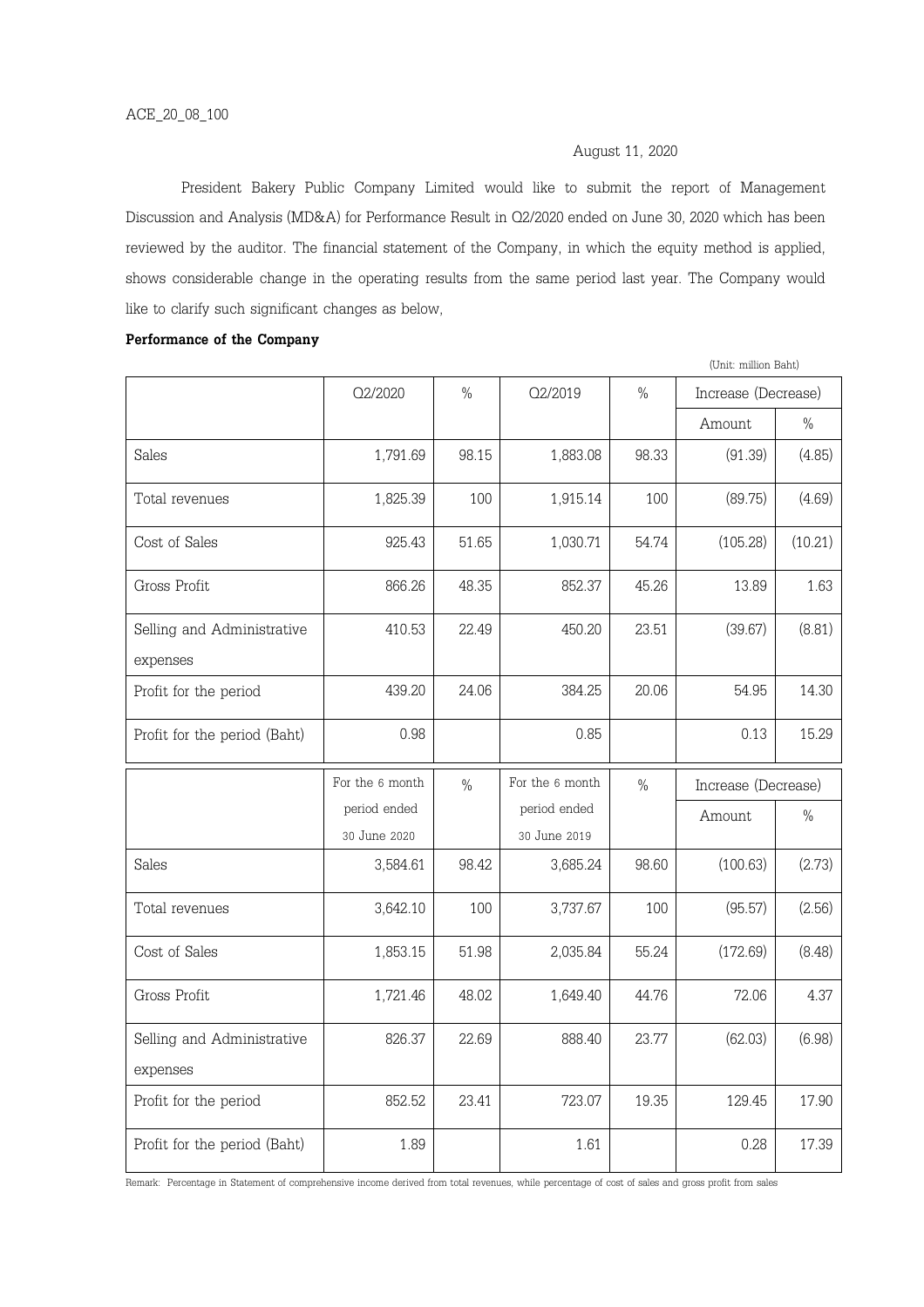ACE_20_08_100

August 11, 2020

President Bakery Public Company Limited would like to submit the report of Management Discussion and Analysis (MD&A) for Performance Result in Q2/2020 ended on June 30, 2020 which has been reviewed by the auditor. The financial statement of the Company, in which the equity method is applied, shows considerable change in the operating results from the same period last year. The Company would like to clarify such significant changes as below,

**Performance of the Company**

(Unit: million Baht)

| | Q2/2020 | % | Q2/2019 | % | Increase (Decrease) | |
|---|---|---|---|---|---|---|
| | | | | | Amount | % |
| Sales | 1,791.69 | 98.15 | 1,883.08 | 98.33 | (91.39) | (4.85) |
| Total revenues | 1,825.39 | 100 | 1,915.14 | 100 | (89.75) | (4.69) |
| Cost of Sales | 925.43 | 51.65 | 1,030.71 | 54.74 | (105.28) | (10.21) |
| Gross Profit | 866.26 | 48.35 | 852.37 | 45.26 | 13.89 | 1.63 |
| Selling and Administrative expenses | 410.53 | 22.49 | 450.20 | 23.51 | (39.67) | (8.81) |
| Profit for the period | 439.20 | 24.06 | 384.25 | 20.06 | 54.95 | 14.30 |
| Profit for the period (Baht) | 0.98 | | 0.85 | | 0.13 | 15.29 |

| | For the 6 month period ended 30 June 2020 | % | For the 6 month period ended 30 June 2019 | % | Increase (Decrease) | |
|---|---|---|---|---|---|---|
| | | | | | Amount | % |
| Sales | 3,584.61 | 98.42 | 3,685.24 | 98.60 | (100.63) | (2.73) |
| Total revenues | 3,642.10 | 100 | 3,737.67 | 100 | (95.57) | (2.56) |
| Cost of Sales | 1,853.15 | 51.98 | 2,035.84 | 55.24 | (172.69) | (8.48) |
| Gross Profit | 1,721.46 | 48.02 | 1,649.40 | 44.76 | 72.06 | 4.37 |
| Selling and Administrative expenses | 826.37 | 22.69 | 888.40 | 23.77 | (62.03) | (6.98) |
| Profit for the period | 852.52 | 23.41 | 723.07 | 19.35 | 129.45 | 17.90 |
| Profit for the period (Baht) | 1.89 | | 1.61 | | 0.28 | 17.39 |

Remark: Percentage in Statement of comprehensive income derived from total revenues, while percentage of cost of sales and gross profit from sales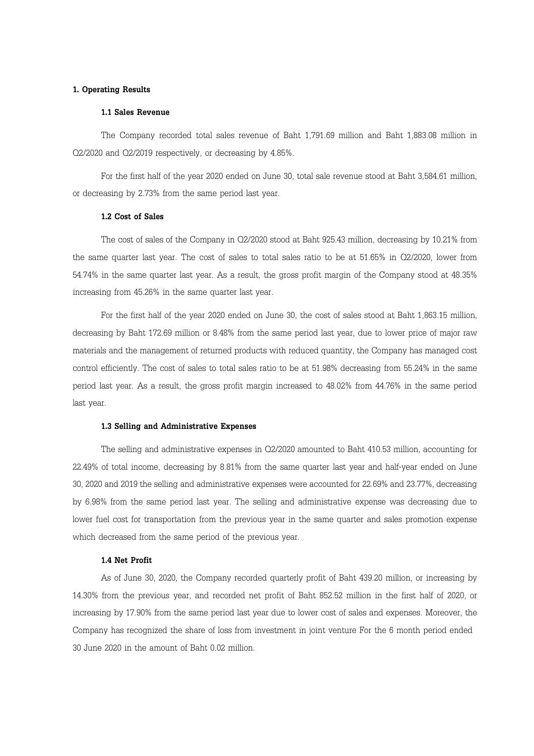## 1. Operating Results

### 1.1 Sales Revenue

The Company recorded total sales revenue of Baht 1,791.69 million and Baht 1,883.08 million in Q2/2020 and Q2/2019 respectively, or decreasing by 4.85%.

For the first half of the year 2020 ended on June 30, total sale revenue stood at Baht 3,584.61 million, or decreasing by 2.73% from the same period last year.

### 1.2 Cost of Sales

The cost of sales of the Company in Q2/2020 stood at Baht 925.43 million, decreasing by 10.21% from the same quarter last year. The cost of sales to total sales ratio to be at 51.65% in Q2/2020, lower from 54.74% in the same quarter last year. As a result, the gross profit margin of the Company stood at 48.35% increasing from 45.26% in the same quarter last year.

For the first half of the year 2020 ended on June 30, the cost of sales stood at Baht 1,863.15 million, decreasing by Baht 172.69 million or 8.48% from the same period last year, due to lower price of major raw materials and the management of returned products with reduced quantity, the Company has managed cost control efficiently. The cost of sales to total sales ratio to be at 51.98% decreasing from 55.24% in the same period last year. As a result, the gross profit margin increased to 48.02% from 44.76% in the same period last year.

### 1.3 Selling and Administrative Expenses

The selling and administrative expenses in Q2/2020 amounted to Baht 410.53 million, accounting for 22.49% of total income, decreasing by 8.81% from the same quarter last year and half-year ended on June 30, 2020 and 2019 the selling and administrative expenses were accounted for 22.69% and 23.77%, decreasing by 6.98% from the same period last year. The selling and administrative expense was decreasing due to lower fuel cost for transportation from the previous year in the same quarter and sales promotion expense which decreased from the same period of the previous year.

### 1.4 Net Profit

As of June 30, 2020, the Company recorded quarterly profit of Baht 439.20 million, or increasing by 14.30% from the previous year, and recorded net profit of Baht 852.52 million in the first half of 2020, or increasing by 17.90% from the same period last year due to lower cost of sales and expenses. Moreover, the Company has recognized the share of loss from investment in joint venture For the 6 month period ended 30 June 2020 in the amount of Baht 0.02 million.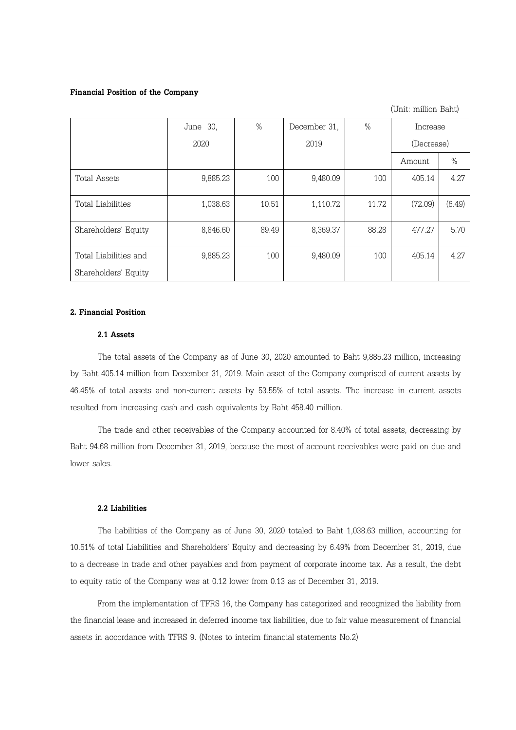**Financial Position of the Company**

(Unit: million Baht)

| | June 30, 2020 | % | December 31, 2019 | % | Increase (Decrease) | |
|---|---|---|---|---|---|---|
| | | | | | Amount | % |
| Total Assets | 9,885.23 | 100 | 9,480.09 | 100 | 405.14 | 4.27 |
| Total Liabilities | 1,038.63 | 10.51 | 1,110.72 | 11.72 | (72.09) | (6.49) |
| Shareholders' Equity | 8,846.60 | 89.49 | 8,369.37 | 88.28 | 477.27 | 5.70 |
| Total Liabilities and Shareholders' Equity | 9,885.23 | 100 | 9,480.09 | 100 | 405.14 | 4.27 |

**2. Financial Position**

**2.1 Assets**

The total assets of the Company as of June 30, 2020 amounted to Baht 9,885.23 million, increasing by Baht 405.14 million from December 31, 2019. Main asset of the Company comprised of current assets by 46.45% of total assets and non-current assets by 53.55% of total assets. The increase in current assets resulted from increasing cash and cash equivalents by Baht 458.40 million.

The trade and other receivables of the Company accounted for 8.40% of total assets, decreasing by Baht 94.68 million from December 31, 2019, because the most of account receivables were paid on due and lower sales.

**2.2 Liabilities**

The liabilities of the Company as of June 30, 2020 totaled to Baht 1,038.63 million, accounting for 10.51% of total Liabilities and Shareholders' Equity and decreasing by 6.49% from December 31, 2019, due to a decrease in trade and other payables and from payment of corporate income tax. As a result, the debt to equity ratio of the Company was at 0.12 lower from 0.13 as of December 31, 2019.

From the implementation of TFRS 16, the Company has categorized and recognized the liability from the financial lease and increased in deferred income tax liabilities, due to fair value measurement of financial assets in accordance with TFRS 9. (Notes to interim financial statements No.2)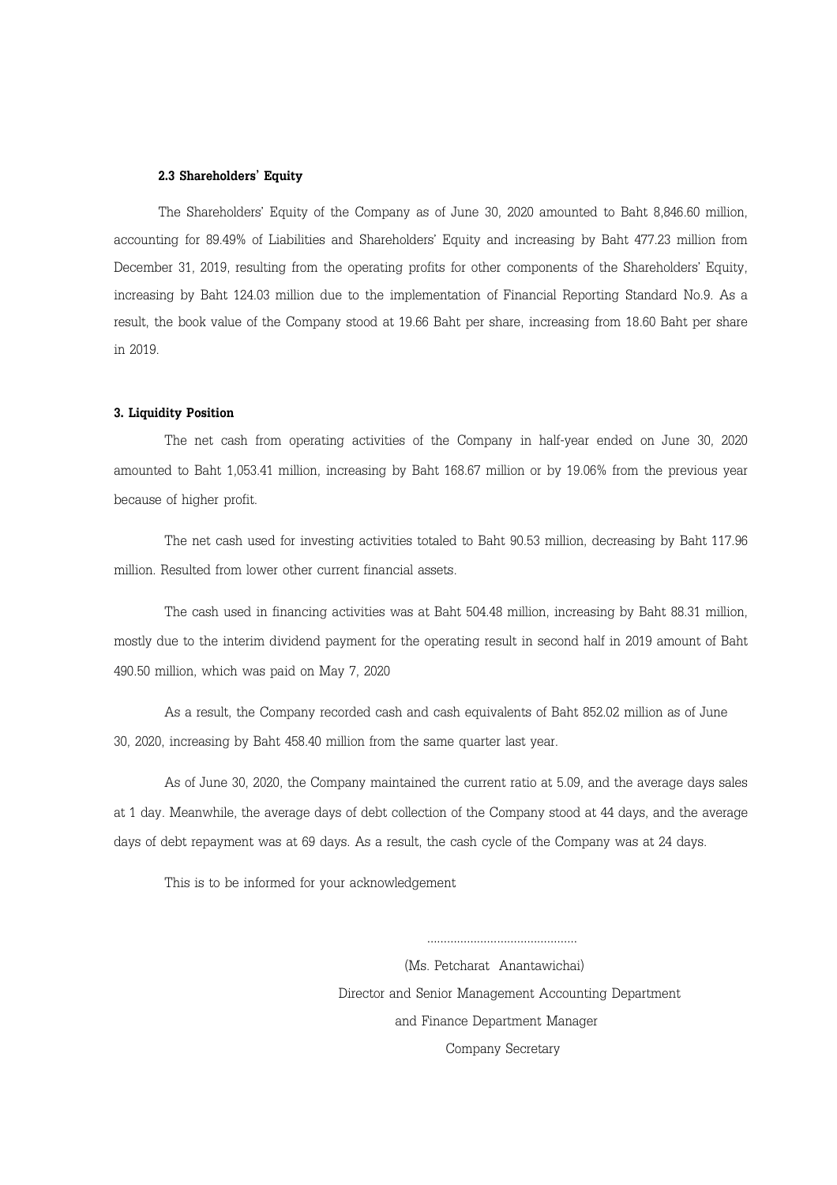### 2.3 Shareholders' Equity

The Shareholders' Equity of the Company as of June 30, 2020 amounted to Baht 8,846.60 million, accounting for 89.49% of Liabilities and Shareholders' Equity and increasing by Baht 477.23 million from December 31, 2019, resulting from the operating profits for other components of the Shareholders' Equity, increasing by Baht 124.03 million due to the implementation of Financial Reporting Standard No.9. As a result, the book value of the Company stood at 19.66 Baht per share, increasing from 18.60 Baht per share in 2019.

## 3. Liquidity Position

The net cash from operating activities of the Company in half-year ended on June 30, 2020 amounted to Baht 1,053.41 million, increasing by Baht 168.67 million or by 19.06% from the previous year because of higher profit.

The net cash used for investing activities totaled to Baht 90.53 million, decreasing by Baht 117.96 million. Resulted from lower other current financial assets.

The cash used in financing activities was at Baht 504.48 million, increasing by Baht 88.31 million, mostly due to the interim dividend payment for the operating result in second half in 2019 amount of Baht 490.50 million, which was paid on May 7, 2020

As a result, the Company recorded cash and cash equivalents of Baht 852.02 million as of June 30, 2020, increasing by Baht 458.40 million from the same quarter last year.

As of June 30, 2020, the Company maintained the current ratio at 5.09, and the average days sales at 1 day. Meanwhile, the average days of debt collection of the Company stood at 44 days, and the average days of debt repayment was at 69 days. As a result, the cash cycle of the Company was at 24 days.

This is to be informed for your acknowledgement

............................................

(Ms. Petcharat Anantawichai)

Director and Senior Management Accounting Department

and Finance Department Manager

Company Secretary